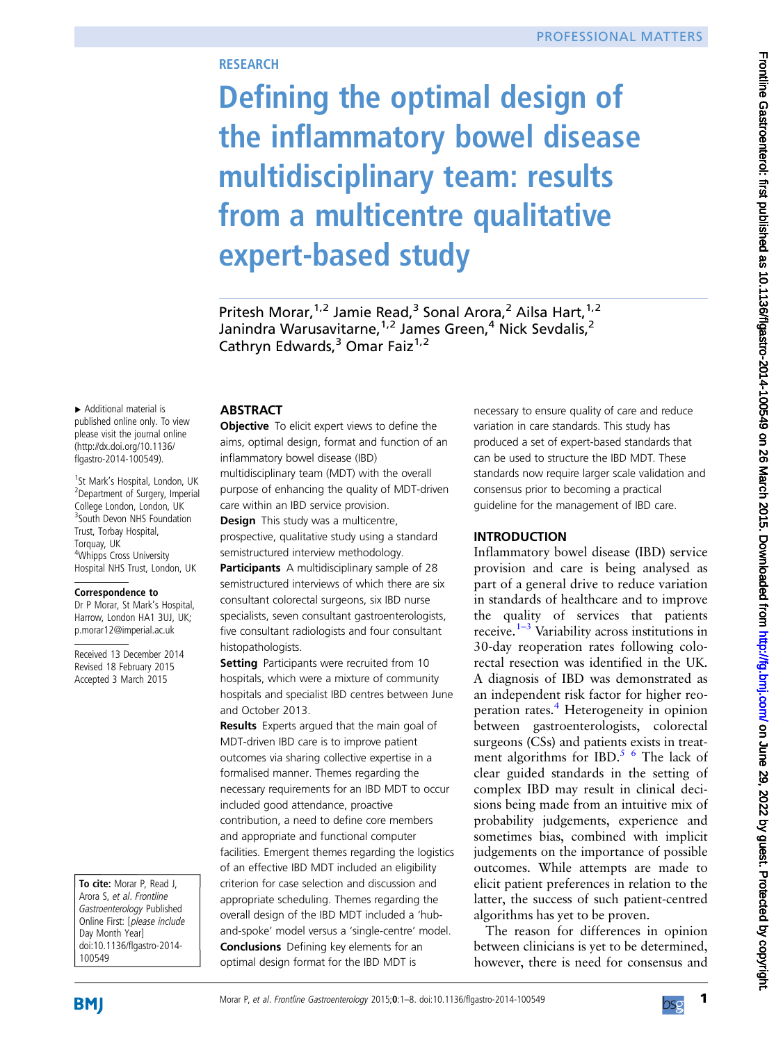RESEARCH

# Defining the optimal design of the inflammatory bowel disease multidisciplinary team: results from a multicentre qualitative expert-based study

Pritesh Morar,[1,2] Jamie Read,[3] Sonal Arora,[2] Ailsa Hart,[1,2] Janindra Warusavitarne,[1,2] James Green,[4] Nick Sevdalis,[2] Cathryn Edwards,[3] Omar Faiz[1,2]

► Additional material is published online only. To view please visit the journal online (http://dx.doi.org/10.1136/flgastro-2014-100549).

[1]St Mark's Hospital, London, UK
[2]Department of Surgery, Imperial College London, London, UK
[3]South Devon NHS Foundation Trust, Torbay Hospital, Torquay, UK
[4]Whipps Cross University Hospital NHS Trust, London, UK

**Correspondence to**
Dr P Morar, St Mark's Hospital, Harrow, London HA1 3UJ, UK; p.morar12@imperial.ac.uk

Received 13 December 2014
Revised 18 February 2015
Accepted 3 March 2015

**To cite:** Morar P, Read J, Arora S, et al. *Frontline Gastroenterology* Published Online First: [*please include* Day Month Year] doi:10.1136/flgastro-2014-100549

## ABSTRACT

**Objective** To elicit expert views to define the aims, optimal design, format and function of an inflammatory bowel disease (IBD) multidisciplinary team (MDT) with the overall purpose of enhancing the quality of MDT-driven care within an IBD service provision.

**Design** This study was a multicentre, prospective, qualitative study using a standard semistructured interview methodology.

**Participants** A multidisciplinary sample of 28 semistructured interviews of which there are six consultant colorectal surgeons, six IBD nurse specialists, seven consultant gastroenterologists, five consultant radiologists and four consultant histopathologists.

**Setting** Participants were recruited from 10 hospitals, which were a mixture of community hospitals and specialist IBD centres between June and October 2013.

**Results** Experts argued that the main goal of MDT-driven IBD care is to improve patient outcomes via sharing collective expertise in a formalised manner. Themes regarding the necessary requirements for an IBD MDT to occur included good attendance, proactive contribution, a need to define core members and appropriate and functional computer facilities. Emergent themes regarding the logistics of an effective IBD MDT included an eligibility criterion for case selection and discussion and appropriate scheduling. Themes regarding the overall design of the IBD MDT included a 'hub-and-spoke' model versus a 'single-centre' model.

**Conclusions** Defining key elements for an optimal design format for the IBD MDT is necessary to ensure quality of care and reduce variation in care standards. This study has produced a set of expert-based standards that can be used to structure the IBD MDT. These standards now require larger scale validation and consensus prior to becoming a practical guideline for the management of IBD care.

## INTRODUCTION

Inflammatory bowel disease (IBD) service provision and care is being analysed as part of a general drive to reduce variation in standards of healthcare and to improve the quality of services that patients receive.[1–3] Variability across institutions in 30-day reoperation rates following colorectal resection was identified in the UK. A diagnosis of IBD was demonstrated as an independent risk factor for higher reoperation rates.[4] Heterogeneity in opinion between gastroenterologists, colorectal surgeons (CSs) and patients exists in treatment algorithms for IBD.[5 6] The lack of clear guided standards in the setting of complex IBD may result in clinical decisions being made from an intuitive mix of probability judgements, experience and sometimes bias, combined with implicit judgements on the importance of possible outcomes. While attempts are made to elicit patient preferences in relation to the latter, the success of such patient-centred algorithms has yet to be proven.

The reason for differences in opinion between clinicians is yet to be determined, however, there is need for consensus and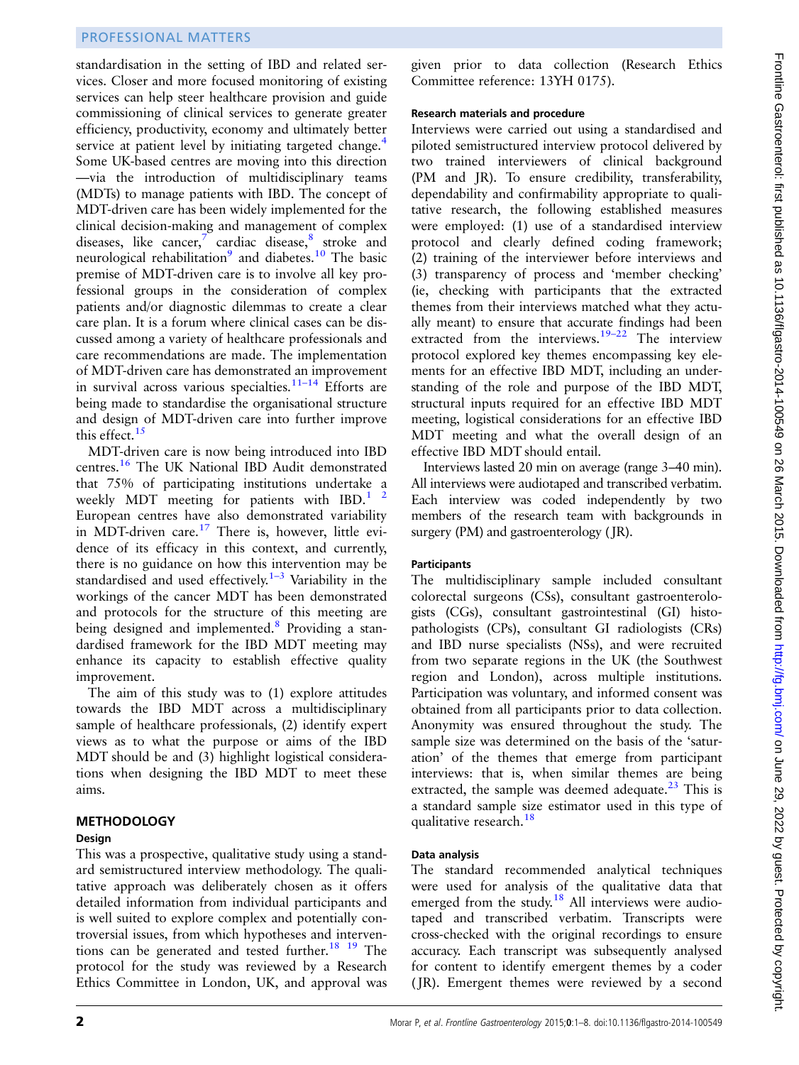standardisation in the setting of IBD and related services. Closer and more focused monitoring of existing services can help steer healthcare provision and guide commissioning of clinical services to generate greater efficiency, productivity, economy and ultimately better service at patient level by initiating targeted change.[4] Some UK-based centres are moving into this direction—via the introduction of multidisciplinary teams (MDTs) to manage patients with IBD. The concept of MDT-driven care has been widely implemented for the clinical decision-making and management of complex diseases, like cancer,[7] cardiac disease,[8] stroke and neurological rehabilitation[9] and diabetes.[10] The basic premise of MDT-driven care is to involve all key professional groups in the consideration of complex patients and/or diagnostic dilemmas to create a clear care plan. It is a forum where clinical cases can be discussed among a variety of healthcare professionals and care recommendations are made. The implementation of MDT-driven care has demonstrated an improvement in survival across various specialties.[11–14] Efforts are being made to standardise the organisational structure and design of MDT-driven care into further improve this effect.[15]

MDT-driven care is now being introduced into IBD centres.[16] The UK National IBD Audit demonstrated that 75% of participating institutions undertake a weekly MDT meeting for patients with IBD.[1 2] European centres have also demonstrated variability in MDT-driven care.[17] There is, however, little evidence of its efficacy in this context, and currently, there is no guidance on how this intervention may be standardised and used effectively.[1–3] Variability in the workings of the cancer MDT has been demonstrated and protocols for the structure of this meeting are being designed and implemented.[8] Providing a standardised framework for the IBD MDT meeting may enhance its capacity to establish effective quality improvement.

The aim of this study was to (1) explore attitudes towards the IBD MDT across a multidisciplinary sample of healthcare professionals, (2) identify expert views as to what the purpose or aims of the IBD MDT should be and (3) highlight logistical considerations when designing the IBD MDT to meet these aims.

## METHODOLOGY

### Design

This was a prospective, qualitative study using a standard semistructured interview methodology. The qualitative approach was deliberately chosen as it offers detailed information from individual participants and is well suited to explore complex and potentially controversial issues, from which hypotheses and interventions can be generated and tested further.[18 19] The protocol for the study was reviewed by a Research Ethics Committee in London, UK, and approval was given prior to data collection (Research Ethics Committee reference: 13YH 0175).

### Research materials and procedure

Interviews were carried out using a standardised and piloted semistructured interview protocol delivered by two trained interviewers of clinical background (PM and JR). To ensure credibility, transferability, dependability and confirmability appropriate to qualitative research, the following established measures were employed: (1) use of a standardised interview protocol and clearly defined coding framework; (2) training of the interviewer before interviews and (3) transparency of process and 'member checking' (ie, checking with participants that the extracted themes from their interviews matched what they actually meant) to ensure that accurate findings had been extracted from the interviews.[19–22] The interview protocol explored key themes encompassing key elements for an effective IBD MDT, including an understanding of the role and purpose of the IBD MDT, structural inputs required for an effective IBD MDT meeting, logistical considerations for an effective IBD MDT meeting and what the overall design of an effective IBD MDT should entail.

Interviews lasted 20 min on average (range 3–40 min). All interviews were audiotaped and transcribed verbatim. Each interview was coded independently by two members of the research team with backgrounds in surgery (PM) and gastroenterology (JR).

### Participants

The multidisciplinary sample included consultant colorectal surgeons (CSs), consultant gastroenterologists (CGs), consultant gastrointestinal (GI) histopathologists (CPs), consultant GI radiologists (CRs) and IBD nurse specialists (NSs), and were recruited from two separate regions in the UK (the Southwest region and London), across multiple institutions. Participation was voluntary, and informed consent was obtained from all participants prior to data collection. Anonymity was ensured throughout the study. The sample size was determined on the basis of the 'saturation' of the themes that emerge from participant interviews: that is, when similar themes are being extracted, the sample was deemed adequate.[23] This is a standard sample size estimator used in this type of qualitative research.[18]

### Data analysis

The standard recommended analytical techniques were used for analysis of the qualitative data that emerged from the study.[18] All interviews were audiotaped and transcribed verbatim. Transcripts were cross-checked with the original recordings to ensure accuracy. Each transcript was subsequently analysed for content to identify emergent themes by a coder (JR). Emergent themes were reviewed by a second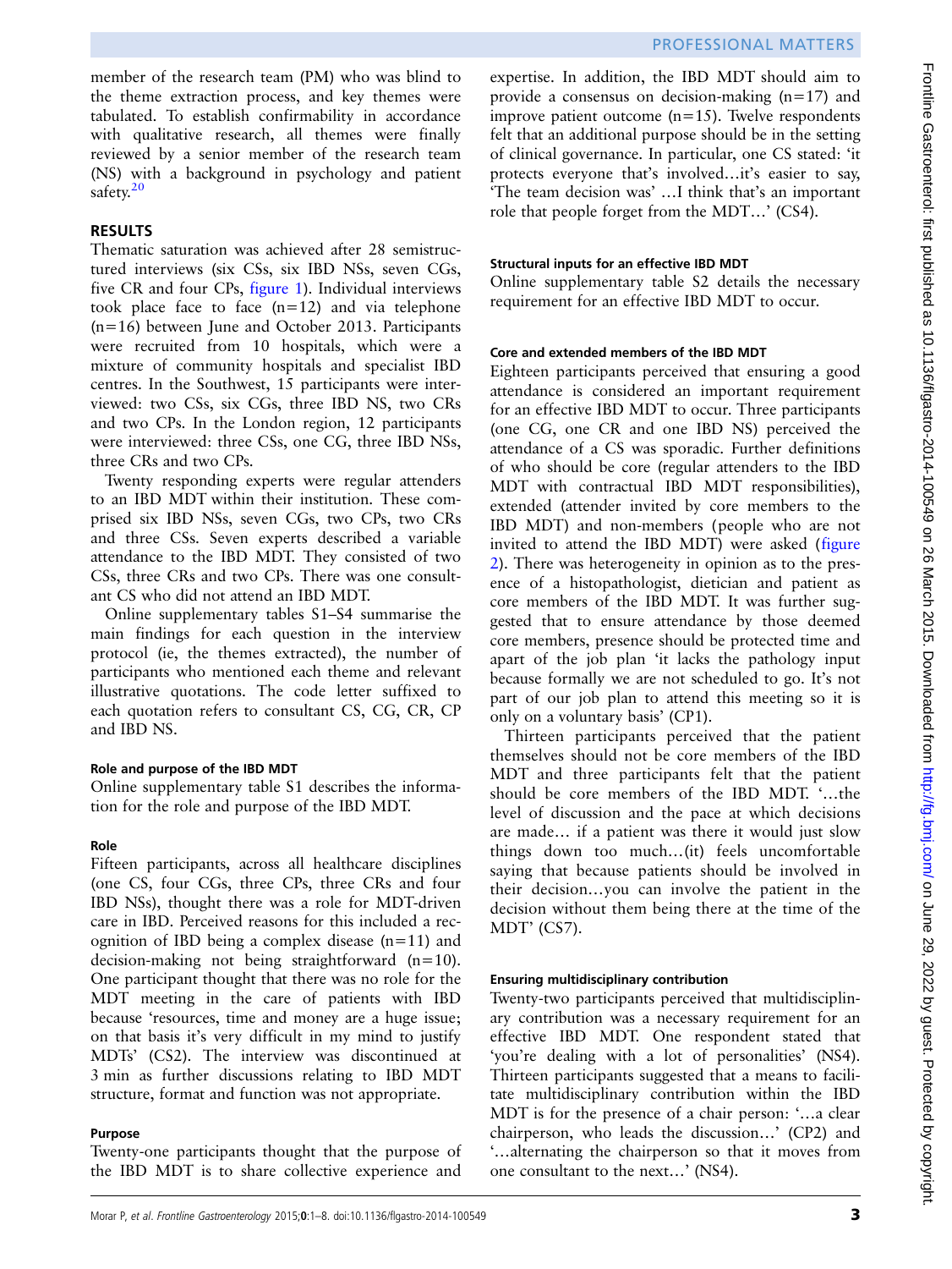member of the research team (PM) who was blind to the theme extraction process, and key themes were tabulated. To establish confirmability in accordance with qualitative research, all themes were finally reviewed by a senior member of the research team (NS) with a background in psychology and patient safety.[20]

## RESULTS

Thematic saturation was achieved after 28 semistructured interviews (six CSs, six IBD NSs, seven CGs, five CR and four CPs, figure 1). Individual interviews took place face to face (n=12) and via telephone (n=16) between June and October 2013. Participants were recruited from 10 hospitals, which were a mixture of community hospitals and specialist IBD centres. In the Southwest, 15 participants were interviewed: two CSs, six CGs, three IBD NS, two CRs and two CPs. In the London region, 12 participants were interviewed: three CSs, one CG, three IBD NSs, three CRs and two CPs.

Twenty responding experts were regular attenders to an IBD MDT within their institution. These comprised six IBD NSs, seven CGs, two CPs, two CRs and three CSs. Seven experts described a variable attendance to the IBD MDT. They consisted of two CSs, three CRs and two CPs. There was one consultant CS who did not attend an IBD MDT.

Online supplementary tables S1–S4 summarise the main findings for each question in the interview protocol (ie, the themes extracted), the number of participants who mentioned each theme and relevant illustrative quotations. The code letter suffixed to each quotation refers to consultant CS, CG, CR, CP and IBD NS.

### Role and purpose of the IBD MDT

Online supplementary table S1 describes the information for the role and purpose of the IBD MDT.

#### Role

Fifteen participants, across all healthcare disciplines (one CS, four CGs, three CPs, three CRs and four IBD NSs), thought there was a role for MDT-driven care in IBD. Perceived reasons for this included a recognition of IBD being a complex disease (n=11) and decision-making not being straightforward (n=10). One participant thought that there was no role for the MDT meeting in the care of patients with IBD because 'resources, time and money are a huge issue; on that basis it's very difficult in my mind to justify MDTs' (CS2). The interview was discontinued at 3 min as further discussions relating to IBD MDT structure, format and function was not appropriate.

#### Purpose

Twenty-one participants thought that the purpose of the IBD MDT is to share collective experience and expertise. In addition, the IBD MDT should aim to provide a consensus on decision-making (n=17) and improve patient outcome (n=15). Twelve respondents felt that an additional purpose should be in the setting of clinical governance. In particular, one CS stated: 'it protects everyone that's involved…it's easier to say, 'The team decision was' …I think that's an important role that people forget from the MDT…' (CS4).

### Structural inputs for an effective IBD MDT

Online supplementary table S2 details the necessary requirement for an effective IBD MDT to occur.

#### Core and extended members of the IBD MDT

Eighteen participants perceived that ensuring a good attendance is considered an important requirement for an effective IBD MDT to occur. Three participants (one CG, one CR and one IBD NS) perceived the attendance of a CS was sporadic. Further definitions of who should be core (regular attenders to the IBD MDT with contractual IBD MDT responsibilities), extended (attender invited by core members to the IBD MDT) and non-members (people who are not invited to attend the IBD MDT) were asked (figure 2). There was heterogeneity in opinion as to the presence of a histopathologist, dietician and patient as core members of the IBD MDT. It was further suggested that to ensure attendance by those deemed core members, presence should be protected time and apart of the job plan 'it lacks the pathology input because formally we are not scheduled to go. It's not part of our job plan to attend this meeting so it is only on a voluntary basis' (CP1).

Thirteen participants perceived that the patient themselves should not be core members of the IBD MDT and three participants felt that the patient should be core members of the IBD MDT. '…the level of discussion and the pace at which decisions are made… if a patient was there it would just slow things down too much…(it) feels uncomfortable saying that because patients should be involved in their decision…you can involve the patient in the decision without them being there at the time of the MDT' (CS7).

#### Ensuring multidisciplinary contribution

Twenty-two participants perceived that multidisciplinary contribution was a necessary requirement for an effective IBD MDT. One respondent stated that 'you're dealing with a lot of personalities' (NS4). Thirteen participants suggested that a means to facilitate multidisciplinary contribution within the IBD MDT is for the presence of a chair person: '…a clear chairperson, who leads the discussion…' (CP2) and '…alternating the chairperson so that it moves from one consultant to the next…' (NS4).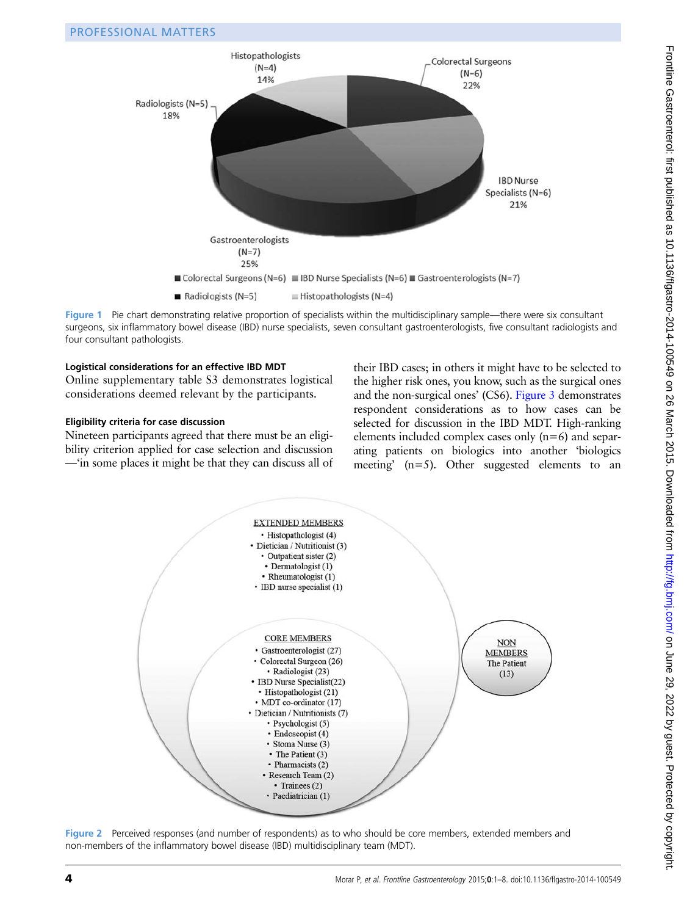Figure 1 Pie chart demonstrating relative proportion of specialists within the multidisciplinary sample—there were six consultant surgeons, six inflammatory bowel disease (IBD) nurse specialists, seven consultant gastroenterologists, five consultant radiologists and four consultant pathologists.

### Logistical considerations for an effective IBD MDT

Online supplementary table S3 demonstrates logistical considerations deemed relevant by the participants.

### Eligibility criteria for case discussion

Nineteen participants agreed that there must be an eligibility criterion applied for case selection and discussion —'in some places it might be that they can discuss all of their IBD cases; in others it might have to be selected to the higher risk ones, you know, such as the surgical ones and the non-surgical ones' (CS6). Figure 3 demonstrates respondent considerations as to how cases can be selected for discussion in the IBD MDT. High-ranking elements included complex cases only (n=6) and separating patients on biologics into another 'biologics meeting' (n=5). Other suggested elements to an

Figure 2 Perceived responses (and number of respondents) as to who should be core members, extended members and non-members of the inflammatory bowel disease (IBD) multidisciplinary team (MDT).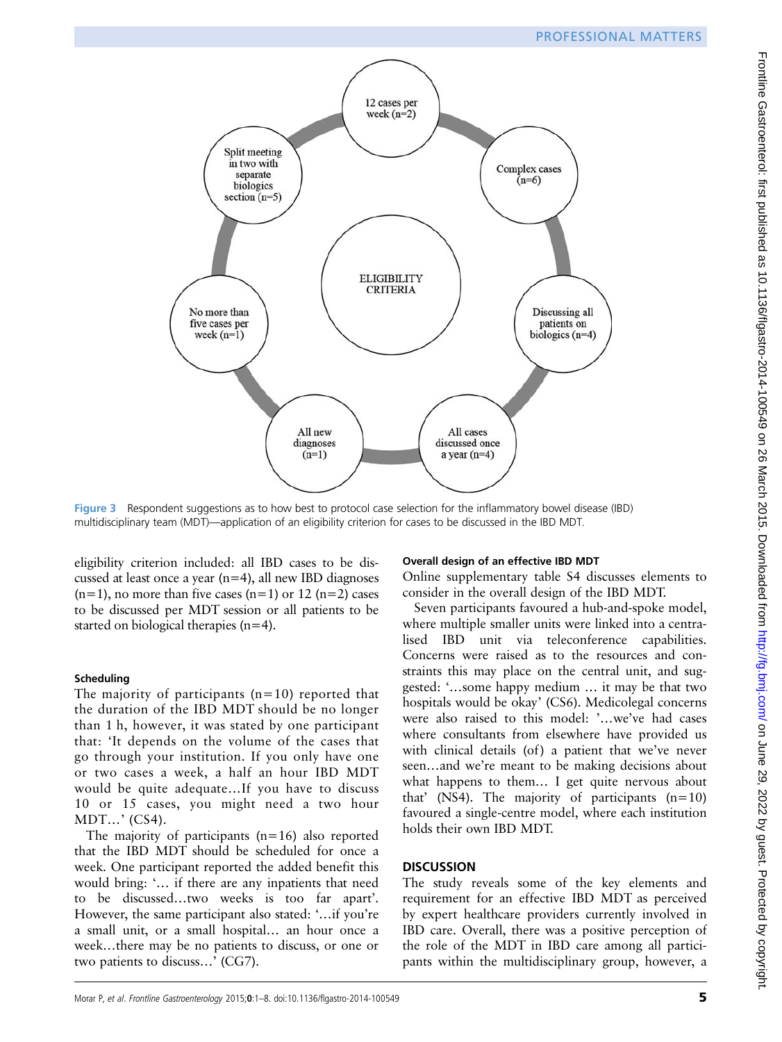ELIGIBILITY CRITERIA

12 cases per week (n=2)

Complex cases (n=6)

Discussing all patients on biologics (n=4)

All cases discussed once a year (n=4)

All new diagnoses (n=1)

No more than five cases per week (n=1)

Split meeting in two with separate biologics section (n=5)

**Figure 3** Respondent suggestions as to how best to protocol case selection for the inflammatory bowel disease (IBD) multidisciplinary team (MDT)—application of an eligibility criterion for cases to be discussed in the IBD MDT.

eligibility criterion included: all IBD cases to be discussed at least once a year (n=4), all new IBD diagnoses (n=1), no more than five cases (n=1) or 12 (n=2) cases to be discussed per MDT session or all patients to be started on biological therapies (n=4).

#### Scheduling

The majority of participants (n=10) reported that the duration of the IBD MDT should be no longer than 1 h, however, it was stated by one participant that: 'It depends on the volume of the cases that go through your institution. If you only have one or two cases a week, a half an hour IBD MDT would be quite adequate…If you have to discuss 10 or 15 cases, you might need a two hour MDT…' (CS4).

The majority of participants (n=16) also reported that the IBD MDT should be scheduled for once a week. One participant reported the added benefit this would bring: '… if there are any inpatients that need to be discussed…two weeks is too far apart'. However, the same participant also stated: '…if you're a small unit, or a small hospital… an hour once a week…there may be no patients to discuss, or one or two patients to discuss…' (CG7).

#### Overall design of an effective IBD MDT

Online supplementary table S4 discusses elements to consider in the overall design of the IBD MDT.

Seven participants favoured a hub-and-spoke model, where multiple smaller units were linked into a centralised IBD unit via teleconference capabilities. Concerns were raised as to the resources and constraints this may place on the central unit, and suggested: '…some happy medium … it may be that two hospitals would be okay' (CS6). Medicolegal concerns were also raised to this model: '…we've had cases where consultants from elsewhere have provided us with clinical details (of) a patient that we've never seen…and we're meant to be making decisions about what happens to them… I get quite nervous about that' (NS4). The majority of participants (n=10) favoured a single-centre model, where each institution holds their own IBD MDT.

## DISCUSSION

The study reveals some of the key elements and requirement for an effective IBD MDT as perceived by expert healthcare providers currently involved in IBD care. Overall, there was a positive perception of the role of the MDT in IBD care among all participants within the multidisciplinary group, however, a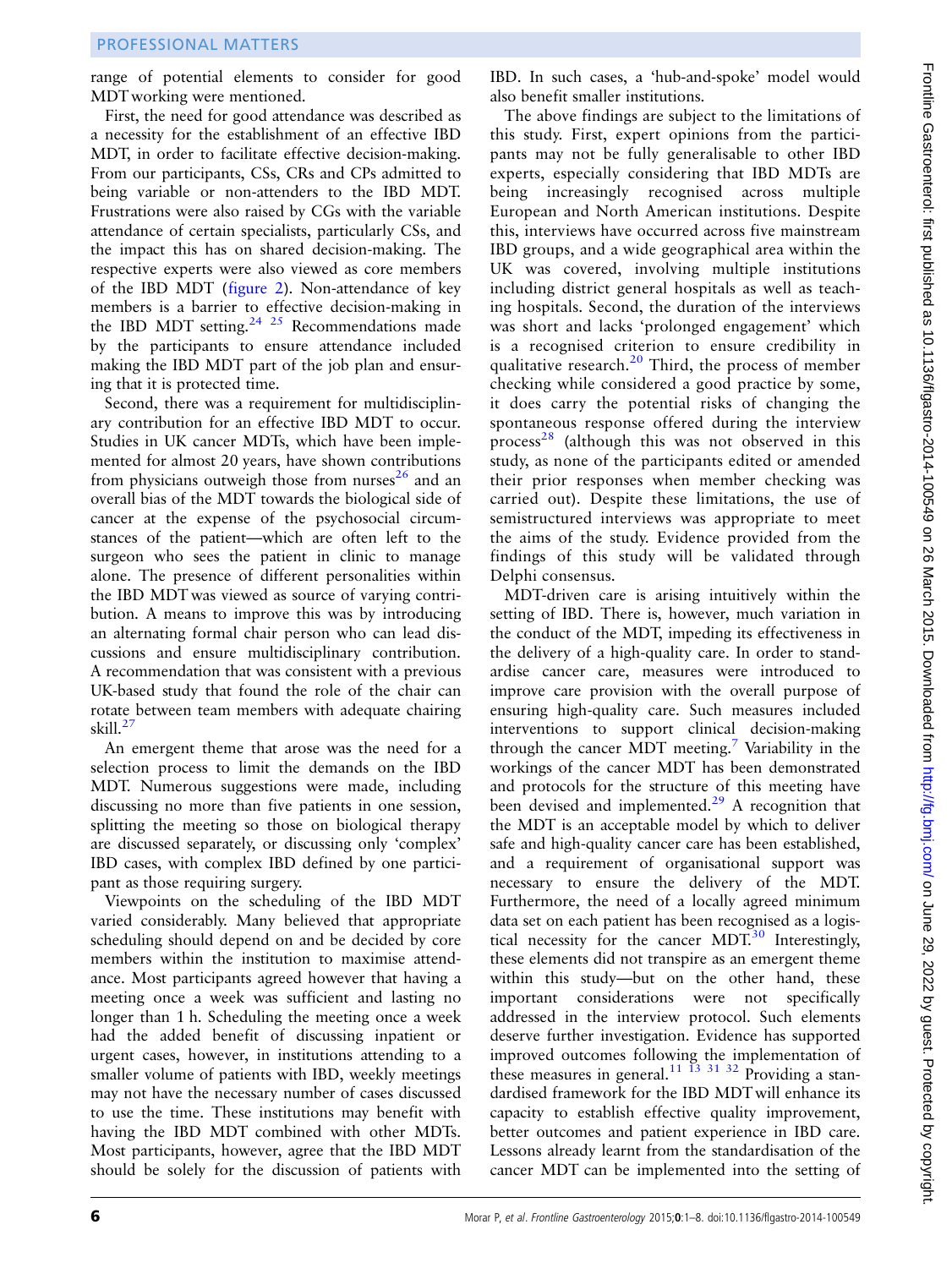range of potential elements to consider for good MDT working were mentioned.

First, the need for good attendance was described as a necessity for the establishment of an effective IBD MDT, in order to facilitate effective decision-making. From our participants, CSs, CRs and CPs admitted to being variable or non-attenders to the IBD MDT. Frustrations were also raised by CGs with the variable attendance of certain specialists, particularly CSs, and the impact this has on shared decision-making. The respective experts were also viewed as core members of the IBD MDT (figure 2). Non-attendance of key members is a barrier to effective decision-making in the IBD MDT setting.[24 25] Recommendations made by the participants to ensure attendance included making the IBD MDT part of the job plan and ensuring that it is protected time.

Second, there was a requirement for multidisciplinary contribution for an effective IBD MDT to occur. Studies in UK cancer MDTs, which have been implemented for almost 20 years, have shown contributions from physicians outweigh those from nurses[26] and an overall bias of the MDT towards the biological side of cancer at the expense of the psychosocial circumstances of the patient—which are often left to the surgeon who sees the patient in clinic to manage alone. The presence of different personalities within the IBD MDT was viewed as source of varying contribution. A means to improve this was by introducing an alternating formal chair person who can lead discussions and ensure multidisciplinary contribution. A recommendation that was consistent with a previous UK-based study that found the role of the chair can rotate between team members with adequate chairing skill.[27]

An emergent theme that arose was the need for a selection process to limit the demands on the IBD MDT. Numerous suggestions were made, including discussing no more than five patients in one session, splitting the meeting so those on biological therapy are discussed separately, or discussing only 'complex' IBD cases, with complex IBD defined by one participant as those requiring surgery.

Viewpoints on the scheduling of the IBD MDT varied considerably. Many believed that appropriate scheduling should depend on and be decided by core members within the institution to maximise attendance. Most participants agreed however that having a meeting once a week was sufficient and lasting no longer than 1 h. Scheduling the meeting once a week had the added benefit of discussing inpatient or urgent cases, however, in institutions attending to a smaller volume of patients with IBD, weekly meetings may not have the necessary number of cases discussed to use the time. These institutions may benefit with having the IBD MDT combined with other MDTs. Most participants, however, agree that the IBD MDT should be solely for the discussion of patients with IBD. In such cases, a 'hub-and-spoke' model would also benefit smaller institutions.

The above findings are subject to the limitations of this study. First, expert opinions from the participants may not be fully generalisable to other IBD experts, especially considering that IBD MDTs are being increasingly recognised across multiple European and North American institutions. Despite this, interviews have occurred across five mainstream IBD groups, and a wide geographical area within the UK was covered, involving multiple institutions including district general hospitals as well as teaching hospitals. Second, the duration of the interviews was short and lacks 'prolonged engagement' which is a recognised criterion to ensure credibility in qualitative research.[20] Third, the process of member checking while considered a good practice by some, it does carry the potential risks of changing the spontaneous response offered during the interview process[28] (although this was not observed in this study, as none of the participants edited or amended their prior responses when member checking was carried out). Despite these limitations, the use of semistructured interviews was appropriate to meet the aims of the study. Evidence provided from the findings of this study will be validated through Delphi consensus.

MDT-driven care is arising intuitively within the setting of IBD. There is, however, much variation in the conduct of the MDT, impeding its effectiveness in the delivery of a high-quality care. In order to standardise cancer care, measures were introduced to improve care provision with the overall purpose of ensuring high-quality care. Such measures included interventions to support clinical decision-making through the cancer MDT meeting.[7] Variability in the workings of the cancer MDT has been demonstrated and protocols for the structure of this meeting have been devised and implemented.[29] A recognition that the MDT is an acceptable model by which to deliver safe and high-quality cancer care has been established, and a requirement of organisational support was necessary to ensure the delivery of the MDT. Furthermore, the need of a locally agreed minimum data set on each patient has been recognised as a logistical necessity for the cancer MDT.[30] Interestingly, these elements did not transpire as an emergent theme within this study—but on the other hand, these important considerations were not specifically addressed in the interview protocol. Such elements deserve further investigation. Evidence has supported improved outcomes following the implementation of these measures in general.[11 13 31 32] Providing a standardised framework for the IBD MDT will enhance its capacity to establish effective quality improvement, better outcomes and patient experience in IBD care. Lessons already learnt from the standardisation of the cancer MDT can be implemented into the setting of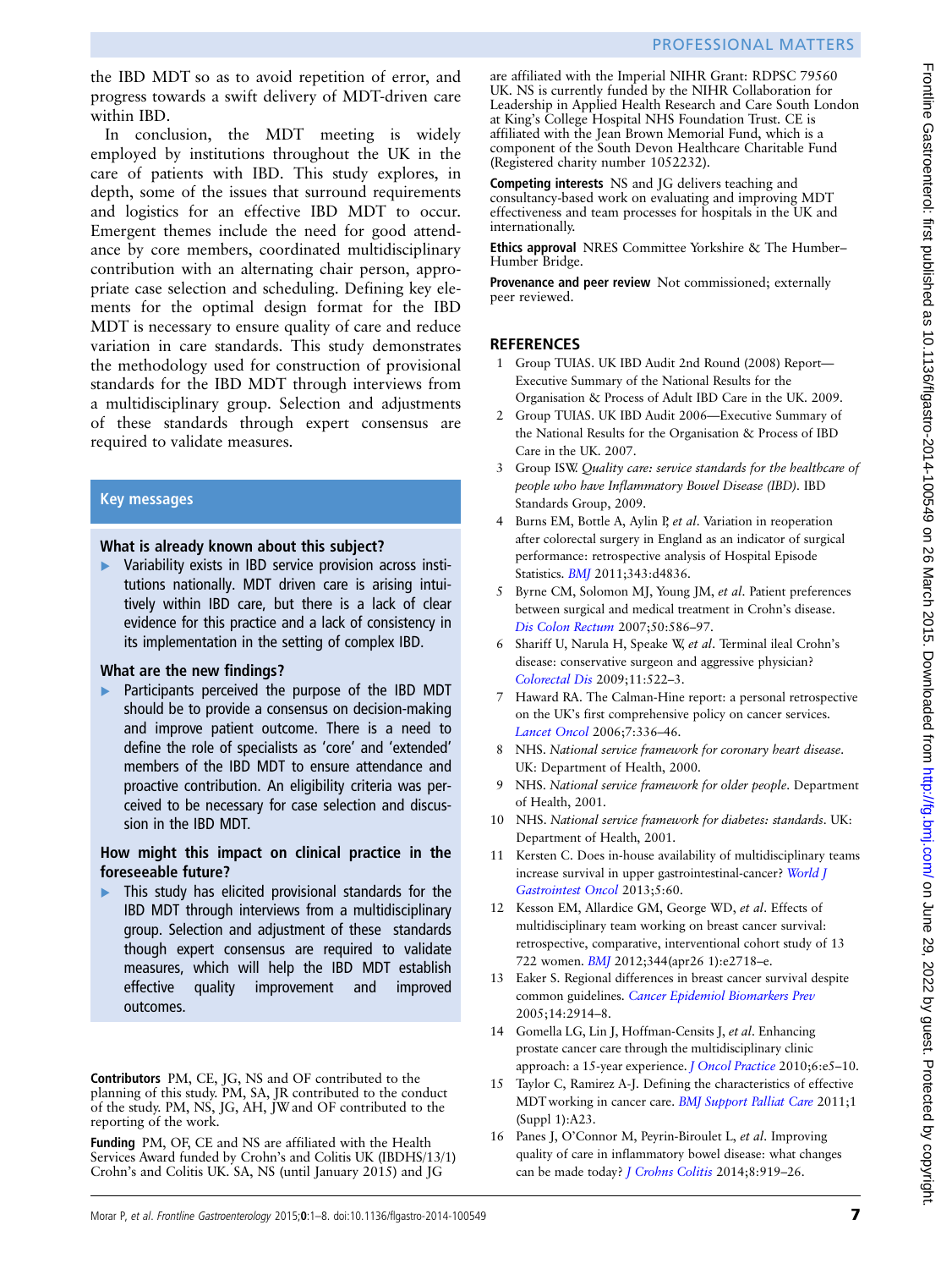the IBD MDT so as to avoid repetition of error, and progress towards a swift delivery of MDT-driven care within IBD.

In conclusion, the MDT meeting is widely employed by institutions throughout the UK in the care of patients with IBD. This study explores, in depth, some of the issues that surround requirements and logistics for an effective IBD MDT to occur. Emergent themes include the need for good attendance by core members, coordinated multidisciplinary contribution with an alternating chair person, appropriate case selection and scheduling. Defining key elements for the optimal design format for the IBD MDT is necessary to ensure quality of care and reduce variation in care standards. This study demonstrates the methodology used for construction of provisional standards for the IBD MDT through interviews from a multidisciplinary group. Selection and adjustments of these standards through expert consensus are required to validate measures.

### Key messages

**What is already known about this subject?**

- Variability exists in IBD service provision across institutions nationally. MDT driven care is arising intuitively within IBD care, but there is a lack of clear evidence for this practice and a lack of consistency in its implementation in the setting of complex IBD.

**What are the new findings?**

- Participants perceived the purpose of the IBD MDT should be to provide a consensus on decision-making and improve patient outcome. There is a need to define the role of specialists as 'core' and 'extended' members of the IBD MDT to ensure attendance and proactive contribution. An eligibility criteria was perceived to be necessary for case selection and discussion in the IBD MDT.

**How might this impact on clinical practice in the foreseeable future?**

- This study has elicited provisional standards for the IBD MDT through interviews from a multidisciplinary group. Selection and adjustment of these standards though expert consensus are required to validate measures, which will help the IBD MDT establish effective quality improvement and improved outcomes.

**Contributors** PM, CE, JG, NS and OF contributed to the planning of this study. PM, SA, JR contributed to the conduct of the study. PM, NS, JG, AH, JW and OF contributed to the reporting of the work.

**Funding** PM, OF, CE and NS are affiliated with the Health Services Award funded by Crohn's and Colitis UK (IBDHS/13/1) Crohn's and Colitis UK. SA, NS (until January 2015) and JG are affiliated with the Imperial NIHR Grant: RDPSC 79560 UK. NS is currently funded by the NIHR Collaboration for Leadership in Applied Health Research and Care South London at King's College Hospital NHS Foundation Trust. CE is affiliated with the Jean Brown Memorial Fund, which is a component of the South Devon Healthcare Charitable Fund (Registered charity number 1052232).

**Competing interests** NS and JG delivers teaching and consultancy-based work on evaluating and improving MDT effectiveness and team processes for hospitals in the UK and internationally.

**Ethics approval** NRES Committee Yorkshire & The Humber–Humber Bridge.

**Provenance and peer review** Not commissioned; externally peer reviewed.

## REFERENCES

1. Group TUIAS. UK IBD Audit 2nd Round (2008) Report—Executive Summary of the National Results for the Organisation & Process of Adult IBD Care in the UK. 2009.
2. Group TUIAS. UK IBD Audit 2006—Executive Summary of the National Results for the Organisation & Process of IBD Care in the UK. 2007.
3. Group ISW. *Quality care: service standards for the healthcare of people who have Inflammatory Bowel Disease (IBD)*. IBD Standards Group, 2009.
4. Burns EM, Bottle A, Aylin P, *et al*. Variation in reoperation after colorectal surgery in England as an indicator of surgical performance: retrospective analysis of Hospital Episode Statistics. *BMJ* 2011;343:d4836.
5. Byrne CM, Solomon MJ, Young JM, *et al*. Patient preferences between surgical and medical treatment in Crohn's disease. *Dis Colon Rectum* 2007;50:586–97.
6. Shariff U, Narula H, Speake W, *et al*. Terminal ileal Crohn's disease: conservative surgeon and aggressive physician? *Colorectal Dis* 2009;11:522–3.
7. Haward RA. The Calman-Hine report: a personal retrospective on the UK's first comprehensive policy on cancer services. *Lancet Oncol* 2006;7:336–46.
8. NHS. *National service framework for coronary heart disease*. UK: Department of Health, 2000.
9. NHS. *National service framework for older people*. Department of Health, 2001.
10. NHS. *National service framework for diabetes: standards*. UK: Department of Health, 2001.
11. Kersten C. Does in-house availability of multidisciplinary teams increase survival in upper gastrointestinal-cancer? *World J Gastrointest Oncol* 2013;5:60.
12. Kesson EM, Allardice GM, George WD, *et al*. Effects of multidisciplinary team working on breast cancer survival: retrospective, comparative, interventional cohort study of 13 722 women. *BMJ* 2012;344(apr26 1):e2718–e.
13. Eaker S. Regional differences in breast cancer survival despite common guidelines. *Cancer Epidemiol Biomarkers Prev* 2005;14:2914–8.
14. Gomella LG, Lin J, Hoffman-Censits J, *et al*. Enhancing prostate cancer care through the multidisciplinary clinic approach: a 15-year experience. *J Oncol Practice* 2010;6:e5–10.
15. Taylor C, Ramirez A-J. Defining the characteristics of effective MDT working in cancer care. *BMJ Support Palliat Care* 2011;1 (Suppl 1):A23.
16. Panes J, O'Connor M, Peyrin-Biroulet L, *et al*. Improving quality of care in inflammatory bowel disease: what changes can be made today? *J Crohns Colitis* 2014;8:919–26.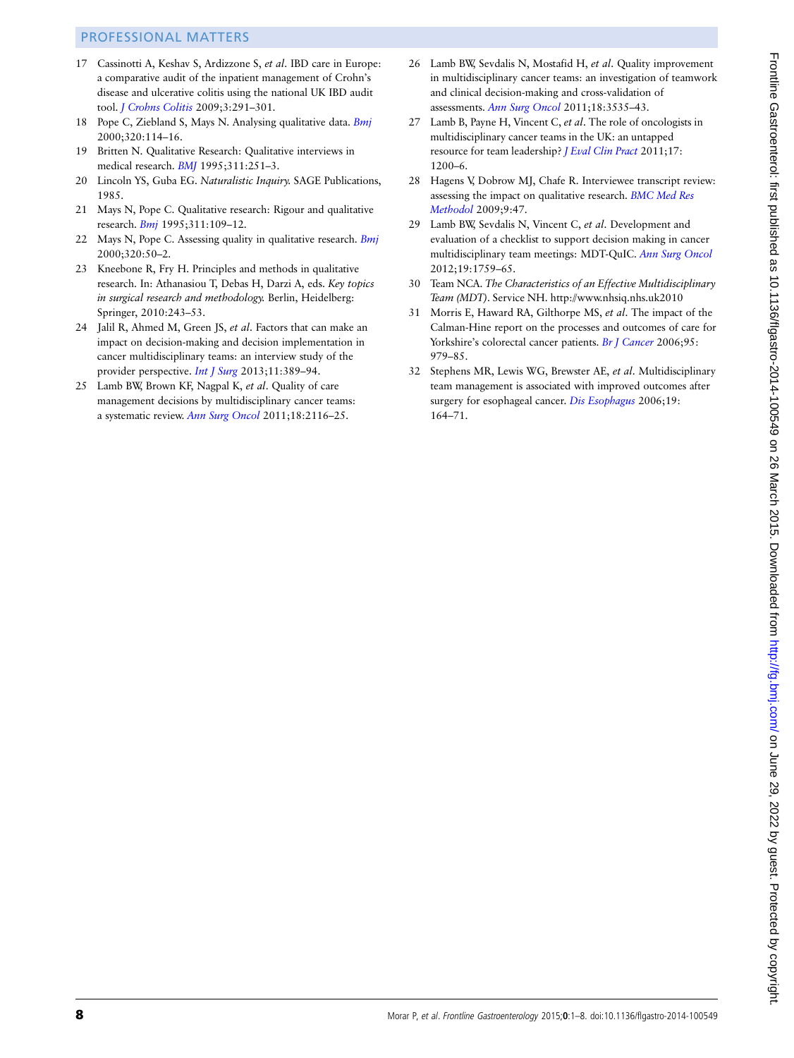17 Cassinotti A, Keshav S, Ardizzone S, *et al*. IBD care in Europe: a comparative audit of the inpatient management of Crohn's disease and ulcerative colitis using the national UK IBD audit tool. *J Crohns Colitis* 2009;3:291–301.

18 Pope C, Ziebland S, Mays N. Analysing qualitative data. *Bmj* 2000;320:114–16.

19 Britten N. Qualitative Research: Qualitative interviews in medical research. *BMJ* 1995;311:251–3.

20 Lincoln YS, Guba EG. *Naturalistic Inquiry.* SAGE Publications, 1985.

21 Mays N, Pope C. Qualitative research: Rigour and qualitative research. *Bmj* 1995;311:109–12.

22 Mays N, Pope C. Assessing quality in qualitative research. *Bmj* 2000;320:50–2.

23 Kneebone R, Fry H. Principles and methods in qualitative research. In: Athanasiou T, Debas H, Darzi A, eds. *Key topics in surgical research and methodology.* Berlin, Heidelberg: Springer, 2010:243–53.

24 Jalil R, Ahmed M, Green JS, *et al*. Factors that can make an impact on decision-making and decision implementation in cancer multidisciplinary teams: an interview study of the provider perspective. *Int J Surg* 2013;11:389–94.

25 Lamb BW, Brown KF, Nagpal K, *et al*. Quality of care management decisions by multidisciplinary cancer teams: a systematic review. *Ann Surg Oncol* 2011;18:2116–25.

26 Lamb BW, Sevdalis N, Mostafid H, *et al*. Quality improvement in multidisciplinary cancer teams: an investigation of teamwork and clinical decision-making and cross-validation of assessments. *Ann Surg Oncol* 2011;18:3535–43.

27 Lamb B, Payne H, Vincent C, *et al*. The role of oncologists in multidisciplinary cancer teams in the UK: an untapped resource for team leadership? *J Eval Clin Pract* 2011;17:1200–6.

28 Hagens V, Dobrow MJ, Chafe R. Interviewee transcript review: assessing the impact on qualitative research. *BMC Med Res Methodol* 2009;9:47.

29 Lamb BW, Sevdalis N, Vincent C, *et al*. Development and evaluation of a checklist to support decision making in cancer multidisciplinary team meetings: MDT-QuIC. *Ann Surg Oncol* 2012;19:1759–65.

30 Team NCA. *The Characteristics of an Effective Multidisciplinary Team (MDT)*. Service NH. http://www.nhsiq.nhs.uk2010

31 Morris E, Haward RA, Gilthorpe MS, *et al*. The impact of the Calman-Hine report on the processes and outcomes of care for Yorkshire's colorectal cancer patients. *Br J Cancer* 2006;95:979–85.

32 Stephens MR, Lewis WG, Brewster AE, *et al*. Multidisciplinary team management is associated with improved outcomes after surgery for esophageal cancer. *Dis Esophagus* 2006;19:164–71.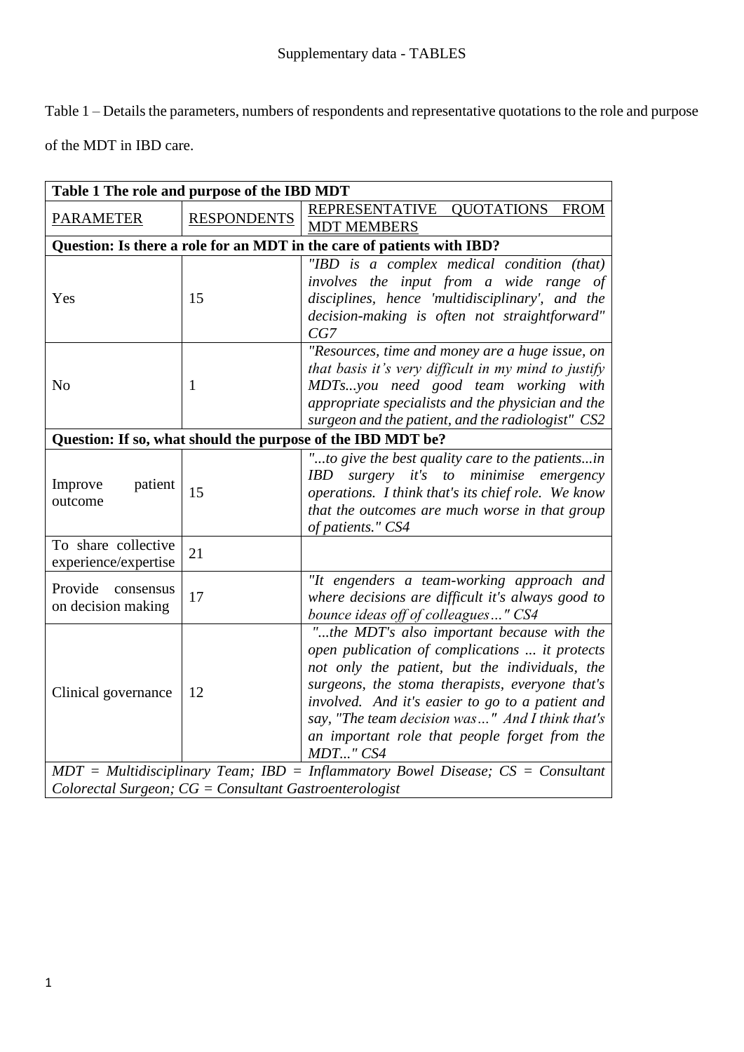Supplementary data - TABLES

Table 1 – Details the parameters, numbers of respondents and representative quotations to the role and purpose of the MDT in IBD care.

| **Table 1 The role and purpose of the IBD MDT** | | |
|---|---|---|
| <u>PARAMETER</u> | <u>RESPONDENTS</u> | <u>REPRESENTATIVE QUOTATIONS FROM MDT MEMBERS</u> |
| **Question: Is there a role for an MDT in the care of patients with IBD?** | | |
| Yes | 15 | *"IBD is a complex medical condition (that) involves the input from a wide range of disciplines, hence 'multidisciplinary', and the decision-making is often not straightforward" CG7* |
| No | 1 | *"Resources, time and money are a huge issue, on that basis it's very difficult in my mind to justify MDTs...you need good team working with appropriate specialists and the physician and the surgeon and the patient, and the radiologist" CS2* |
| **Question: If so, what should the purpose of the IBD MDT be?** | | |
| Improve patient outcome | 15 | *"...to give the best quality care to the patients...in IBD surgery it's to minimise emergency operations. I think that's its chief role. We know that the outcomes are much worse in that group of patients." CS4* |
| To share collective experience/expertise | 21 | |
| Provide consensus on decision making | 17 | *"It engenders a team-working approach and where decisions are difficult it's always good to bounce ideas off of colleagues…" CS4* |
| Clinical governance | 12 | *"...the MDT's also important because with the open publication of complications ... it protects not only the patient, but the individuals, the surgeons, the stoma therapists, everyone that's involved. And it's easier to go to a patient and say, "The team decision was…" And I think that's an important role that people forget from the MDT..." CS4* |
| *MDT = Multidisciplinary Team; IBD = Inflammatory Bowel Disease; CS = Consultant Colorectal Surgeon; CG = Consultant Gastroenterologist* | | |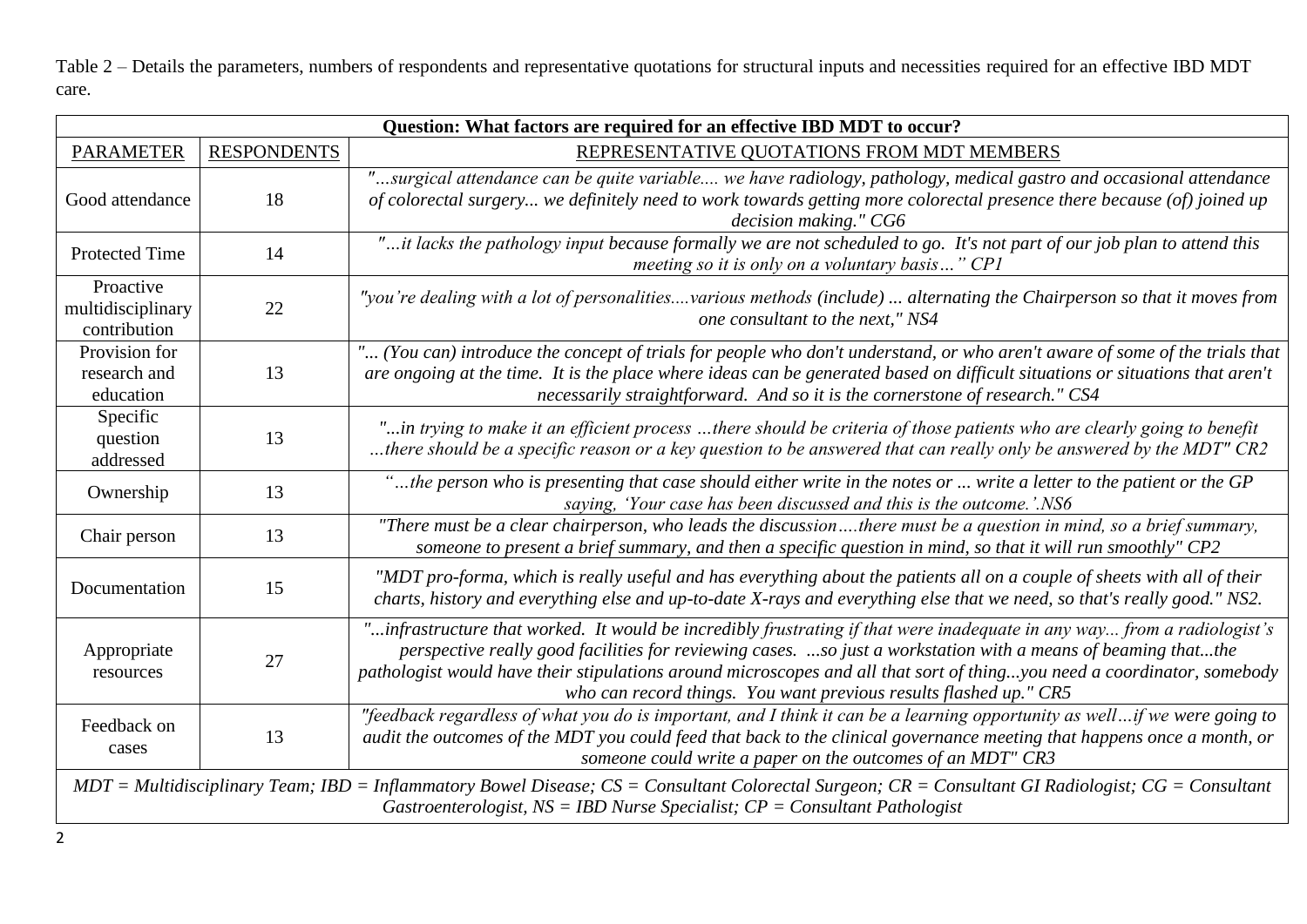Table 2 – Details the parameters, numbers of respondents and representative quotations for structural inputs and necessities required for an effective IBD MDT care.

| **Question: What factors are required for an effective IBD MDT to occur?** | | |
|---|---|---|
| PARAMETER | RESPONDENTS | REPRESENTATIVE QUOTATIONS FROM MDT MEMBERS |
| Good attendance | 18 | *"...surgical attendance can be quite variable.... we have radiology, pathology, medical gastro and occasional attendance of colorectal surgery... we definitely need to work towards getting more colorectal presence there because (of) joined up decision making." CG6* |
| Protected Time | 14 | *"...it lacks the pathology input because formally we are not scheduled to go. It's not part of our job plan to attend this meeting so it is only on a voluntary basis…" CP1* |
| Proactive multidisciplinary contribution | 22 | *"you're dealing with a lot of personalities....various methods (include) ... alternating the Chairperson so that it moves from one consultant to the next," NS4* |
| Provision for research and education | 13 | *"... (You can) introduce the concept of trials for people who don't understand, or who aren't aware of some of the trials that are ongoing at the time. It is the place where ideas can be generated based on difficult situations or situations that aren't necessarily straightforward. And so it is the cornerstone of research." CS4* |
| Specific question addressed | 13 | *"...in trying to make it an efficient process …there should be criteria of those patients who are clearly going to benefit …there should be a specific reason or a key question to be answered that can really only be answered by the MDT" CR2* |
| Ownership | 13 | *"…the person who is presenting that case should either write in the notes or ... write a letter to the patient or the GP saying, 'Your case has been discussed and this is the outcome.'.NS6* |
| Chair person | 13 | *"There must be a clear chairperson, who leads the discussion….there must be a question in mind, so a brief summary, someone to present a brief summary, and then a specific question in mind, so that it will run smoothly" CP2* |
| Documentation | 15 | *"MDT pro-forma, which is really useful and has everything about the patients all on a couple of sheets with all of their charts, history and everything else and up-to-date X-rays and everything else that we need, so that's really good." NS2.* |
| Appropriate resources | 27 | *"...infrastructure that worked. It would be incredibly frustrating if that were inadequate in any way... from a radiologist's perspective really good facilities for reviewing cases. ...so just a workstation with a means of beaming that...the pathologist would have their stipulations around microscopes and all that sort of thing...you need a coordinator, somebody who can record things. You want previous results flashed up." CR5* |
| Feedback on cases | 13 | *"feedback regardless of what you do is important, and I think it can be a learning opportunity as well…if we were going to audit the outcomes of the MDT you could feed that back to the clinical governance meeting that happens once a month, or someone could write a paper on the outcomes of an MDT" CR3* |
| *MDT = Multidisciplinary Team; IBD = Inflammatory Bowel Disease; CS = Consultant Colorectal Surgeon; CR = Consultant GI Radiologist; CG = Consultant Gastroenterologist, NS = IBD Nurse Specialist; CP = Consultant Pathologist* | | |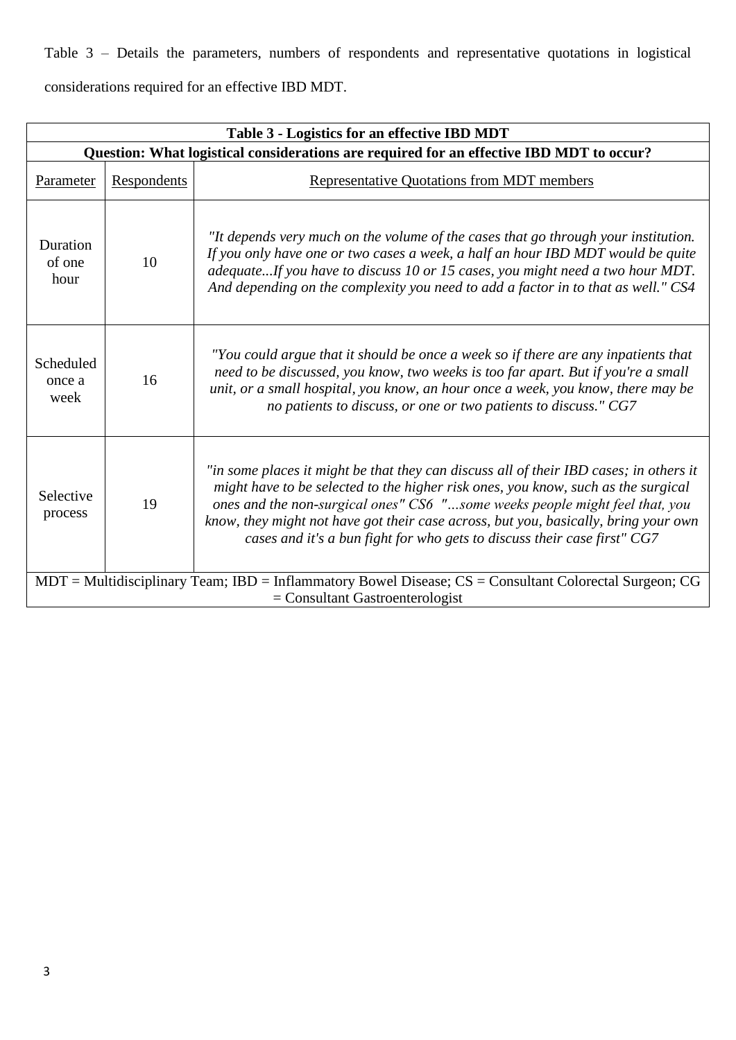Table 3 – Details the parameters, numbers of respondents and representative quotations in logistical considerations required for an effective IBD MDT.

**Table 3 - Logistics for an effective IBD MDT**

**Question: What logistical considerations are required for an effective IBD MDT to occur?**

| Parameter | Respondents | Representative Quotations from MDT members |
|---|---|---|
| Duration of one hour | 10 | *"It depends very much on the volume of the cases that go through your institution. If you only have one or two cases a week, a half an hour IBD MDT would be quite adequate...If you have to discuss 10 or 15 cases, you might need a two hour MDT. And depending on the complexity you need to add a factor in to that as well." CS4* |
| Scheduled once a week | 16 | *"You could argue that it should be once a week so if there are any inpatients that need to be discussed, you know, two weeks is too far apart. But if you're a small unit, or a small hospital, you know, an hour once a week, you know, there may be no patients to discuss, or one or two patients to discuss." CG7* |
| Selective process | 19 | *"in some places it might be that they can discuss all of their IBD cases; in others it might have to be selected to the higher risk ones, you know, such as the surgical ones and the non-surgical ones" CS6 "...some weeks people might feel that, you know, they might not have got their case across, but you, basically, bring your own cases and it's a bun fight for who gets to discuss their case first" CG7* |

MDT = Multidisciplinary Team; IBD = Inflammatory Bowel Disease; CS = Consultant Colorectal Surgeon; CG = Consultant Gastroenterologist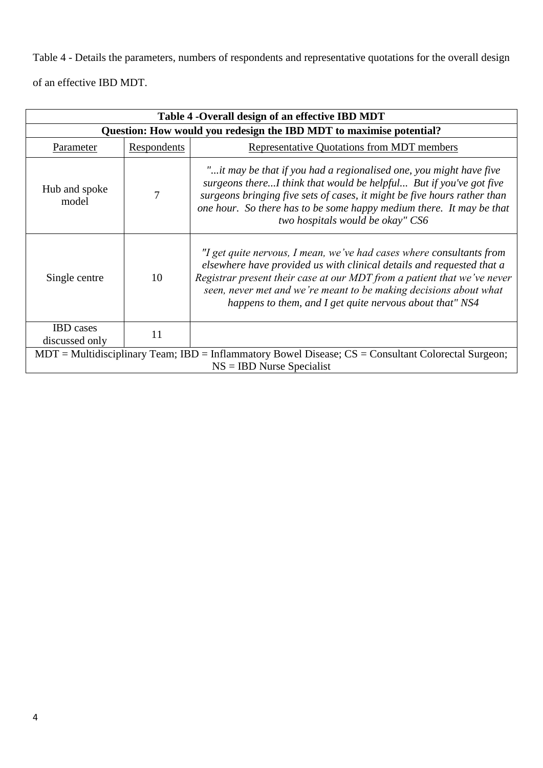Table 4 - Details the parameters, numbers of respondents and representative quotations for the overall design of an effective IBD MDT.

| **Table 4 -Overall design of an effective IBD MDT** | | |
|---|---|---|
| **Question: How would you redesign the IBD MDT to maximise potential?** | | |
| Parameter | Respondents | Representative Quotations from MDT members |
| Hub and spoke model | 7 | *"...it may be that if you had a regionalised one, you might have five surgeons there...I think that would be helpful... But if you've got five surgeons bringing five sets of cases, it might be five hours rather than one hour. So there has to be some happy medium there. It may be that two hospitals would be okay" CS6* |
| Single centre | 10 | *"I get quite nervous, I mean, we've had cases where consultants from elsewhere have provided us with clinical details and requested that a Registrar present their case at our MDT from a patient that we've never seen, never met and we're meant to be making decisions about what happens to them, and I get quite nervous about that" NS4* |
| IBD cases discussed only | 11 | |
| MDT = Multidisciplinary Team; IBD = Inflammatory Bowel Disease; CS = Consultant Colorectal Surgeon; NS = IBD Nurse Specialist | | |